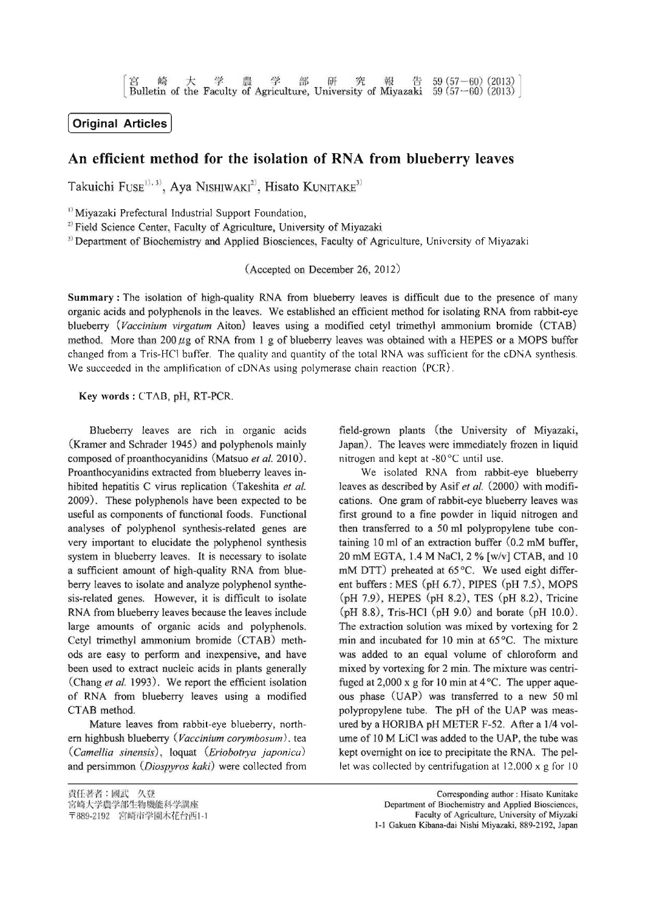**Original Articles**

# An efficient method for the isolation of RNA from blueberry leaves

Takuichi FUSE[1), 3)], Aya NISHIWAKI[2)], Hisato KUNITAKE[3)]

[1)] Miyazaki Prefectural Industrial Support Foundation,

[2)] Field Science Center, Faculty of Agriculture, University of Miyazaki

[3)] Department of Biochemistry and Applied Biosciences, Faculty of Agriculture, University of Miyazaki

(Accepted on December 26, 2012)

**Summary :** The isolation of high-quality RNA from blueberry leaves is difficult due to the presence of many organic acids and polyphenols in the leaves. We established an efficient method for isolating RNA from rabbit-eye blueberry (*Vaccinium virgatum* Aiton) leaves using a modified cetyl trimethyl ammonium bromide (CTAB) method. More than 200 $\mu$g of RNA from 1 g of blueberry leaves was obtained with a HEPES or a MOPS buffer changed from a Tris-HCl buffer. The quality and quantity of the total RNA was sufficient for the cDNA synthesis. We succeeded in the amplification of cDNAs using polymerase chain reaction (PCR).

**Key words :** CTAB, pH, RT-PCR.

Blueberry leaves are rich in organic acids (Kramer and Schrader 1945) and polyphenols mainly composed of proanthocyanidins (Matsuo *et al.* 2010). Proanthocyanidins extracted from blueberry leaves inhibited hepatitis C virus replication (Takeshita *et al.* 2009). These polyphenols have been expected to be useful as components of functional foods. Functional analyses of polyphenol synthesis-related genes are very important to elucidate the polyphenol synthesis system in blueberry leaves. It is necessary to isolate a sufficient amount of high-quality RNA from blueberry leaves to isolate and analyze polyphenol synthesis-related genes. However, it is difficult to isolate RNA from blueberry leaves because the leaves include large amounts of organic acids and polyphenols. Cetyl trimethyl ammonium bromide (CTAB) methods are easy to perform and inexpensive, and have been used to extract nucleic acids in plants generally (Chang *et al.* 1993). We report the efficient isolation of RNA from blueberry leaves using a modified CTAB method.

Mature leaves from rabbit-eye blueberry, northern highbush blueberry (*Vaccinium corymbosum*), tea (*Camellia sinensis*), loquat (*Eriobotrya japonica*) and persimmon (*Diospyros kaki*) were collected from field-grown plants (the University of Miyazaki, Japan). The leaves were immediately frozen in liquid nitrogen and kept at -80 °C until use.

We isolated RNA from rabbit-eye blueberry leaves as described by Asif *et al.* (2000) with modifications. One gram of rabbit-eye blueberry leaves was first ground to a fine powder in liquid nitrogen and then transferred to a 50 ml polypropylene tube containing 10 ml of an extraction buffer (0.2 mM buffer, 20 mM EGTA, 1.4 M NaCl, 2 % [w/v] CTAB, and 10 mM DTT) preheated at 65 °C. We used eight different buffers : MES (pH 6.7), PIPES (pH 7.5), MOPS (pH 7.9), HEPES (pH 8.2), TES (pH 8.2), Tricine (pH 8.8), Tris-HCl (pH 9.0) and borate (pH 10.0). The extraction solution was mixed by vortexing for 2 min and incubated for 10 min at 65 °C. The mixture was added to an equal volume of chloroform and mixed by vortexing for 2 min. The mixture was centrifuged at 2,000 x g for 10 min at 4 °C. The upper aqueous phase (UAP) was transferred to a new 50 ml polypropylene tube. The pH of the UAP was measured by a HORIBA pH METER F-52. After a 1/4 volume of 10 M LiCl was added to the UAP, the tube was kept overnight on ice to precipitate the RNA. The pellet was collected by centrifugation at 12,000 x g for 10

---

責任著者：國武　久登
宮崎大学農学部生物機能科学講座
〒889-2192　宮崎市学園木花台西1-1

Corresponding author : Hisato Kunitake
Department of Biochemistry and Applied Biosciences,
Faculty of Agriculture, University of Miyzaki
1-1 Gakuen Kibana-dai Nishi Miyazaki, 889-2192, Japan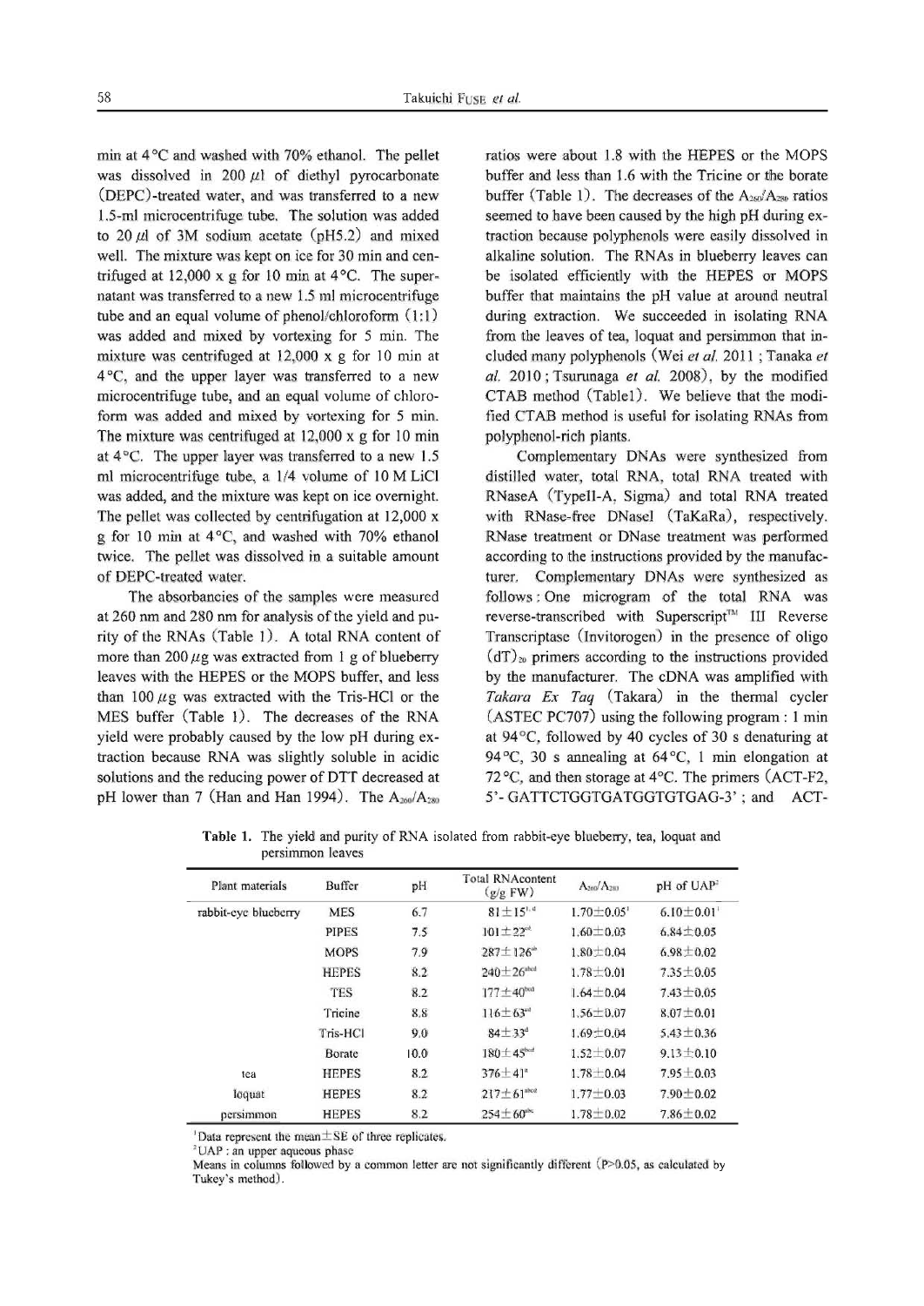min at 4 °C and washed with 70% ethanol. The pellet was dissolved in 200 $\mu l$ of diethyl pyrocarbonate (DEPC)-treated water, and was transferred to a new 1.5-ml microcentrifuge tube. The solution was added to 20 $\mu l$ of 3M sodium acetate (pH5.2) and mixed well. The mixture was kept on ice for 30 min and centrifuged at 12,000 x g for 10 min at 4 °C. The supernatant was transferred to a new 1.5 ml microcentrifuge tube and an equal volume of phenol/chloroform (1:1) was added and mixed by vortexing for 5 min. The mixture was centrifuged at 12,000 x g for 10 min at 4 °C, and the upper layer was transferred to a new microcentrifuge tube, and an equal volume of chloroform was added and mixed by vortexing for 5 min. The mixture was centrifuged at 12,000 x g for 10 min at 4 °C. The upper layer was transferred to a new 1.5 ml microcentrifuge tube, a 1/4 volume of 10 M LiCl was added, and the mixture was kept on ice overnight. The pellet was collected by centrifugation at 12,000 x g for 10 min at 4 °C, and washed with 70% ethanol twice. The pellet was dissolved in a suitable amount of DEPC-treated water.

The absorbancies of the samples were measured at 260 nm and 280 nm for analysis of the yield and purity of the RNAs (Table 1). A total RNA content of more than 200 $\mu g$ was extracted from 1 g of blueberry leaves with the HEPES or the MOPS buffer, and less than 100 $\mu g$ was extracted with the Tris-HCl or the MES buffer (Table 1). The decreases of the RNA yield were probably caused by the low pH during extraction because RNA was slightly soluble in acidic solutions and the reducing power of DTT decreased at pH lower than 7 (Han and Han 1994). The $A_{260}/A_{280}$ ratios were about 1.8 with the HEPES or the MOPS buffer and less than 1.6 with the Tricine or the borate buffer (Table 1). The decreases of the $A_{260}/A_{280}$ ratios seemed to have been caused by the high pH during extraction because polyphenols were easily dissolved in alkaline solution. The RNAs in blueberry leaves can be isolated efficiently with the HEPES or MOPS buffer that maintains the pH value at around neutral during extraction. We succeeded in isolating RNA from the leaves of tea, loquat and persimmon that included many polyphenols (Wei *et al.* 2011 ; Tanaka *et al.* 2010 ; Tsurunaga *et al.* 2008), by the modified CTAB method (Table1). We believe that the modified CTAB method is useful for isolating RNAs from polyphenol-rich plants.

Complementary DNAs were synthesized from distilled water, total RNA, total RNA treated with RNaseA (TypeII-A, Sigma) and total RNA treated with RNase-free DNaseI (TaKaRa), respectively. RNase treatment or DNase treatment was performed according to the instructions provided by the manufacturer. Complementary DNAs were synthesized as follows : One microgram of the total RNA was reverse-transcribed with Superscript™ III Reverse Transcriptase (Invitorogen) in the presence of oligo $(dT)_{20}$ primers according to the instructions provided by the manufacturer. The cDNA was amplified with *Takara Ex Taq* (Takara) in the thermal cycler (ASTEC PC707) using the following program : 1 min at 94 °C, followed by 40 cycles of 30 s denaturing at 94 °C, 30 s annealing at 64 °C, 1 min elongation at 72 °C, and then storage at 4 °C. The primers (ACT-F2, 5'- GATTCTGGTGATGGTGTGAG-3' ; and ACT-

**Table 1.** The yield and purity of RNA isolated from rabbit-eye blueberry, tea, loquat and persimmon leaves

| Plant materials | Buffer | pH | Total RNAcontent (g/g FW) | $A_{260}/A_{280}$ | pH of UAP[2] |
|---|---|---|---|---|---|
| rabbit-eye blueberry | MES | 6.7 | 81±15[1, d] | 1.70±0.05[1] | 6.10±0.01[1] |
| | PIPES | 7.5 | 101±22[cd] | 1.60±0.03 | 6.84±0.05 |
| | MOPS | 7.9 | 287±126[ab] | 1.80±0.04 | 6.98±0.02 |
| | HEPES | 8.2 | 240±26[abcd] | 1.78±0.01 | 7.35±0.05 |
| | TES | 8.2 | 177±40[bcd] | 1.64±0.04 | 7.43±0.05 |
| | Tricine | 8.8 | 116±63[cd] | 1.56±0.07 | 8.07±0.01 |
| | Tris-HCl | 9.0 | 84±33[d] | 1.69±0.04 | 5.43±0.36 |
| | Borate | 10.0 | 180±45[bcd] | 1.52±0.07 | 9.13±0.10 |
| tea | HEPES | 8.2 | 376±41[a] | 1.78±0.04 | 7.95±0.03 |
| loquat | HEPES | 8.2 | 217±61[abcd] | 1.77±0.03 | 7.90±0.02 |
| persimmon | HEPES | 8.2 | 254±60[abc] | 1.78±0.02 | 7.86±0.02 |

[1]Data represent the mean±SE of three replicates.

[2]UAP : an upper aqueous phase

Means in columns followed by a common letter are not significantly different ($P>0.05$, as calculated by Tukey's method).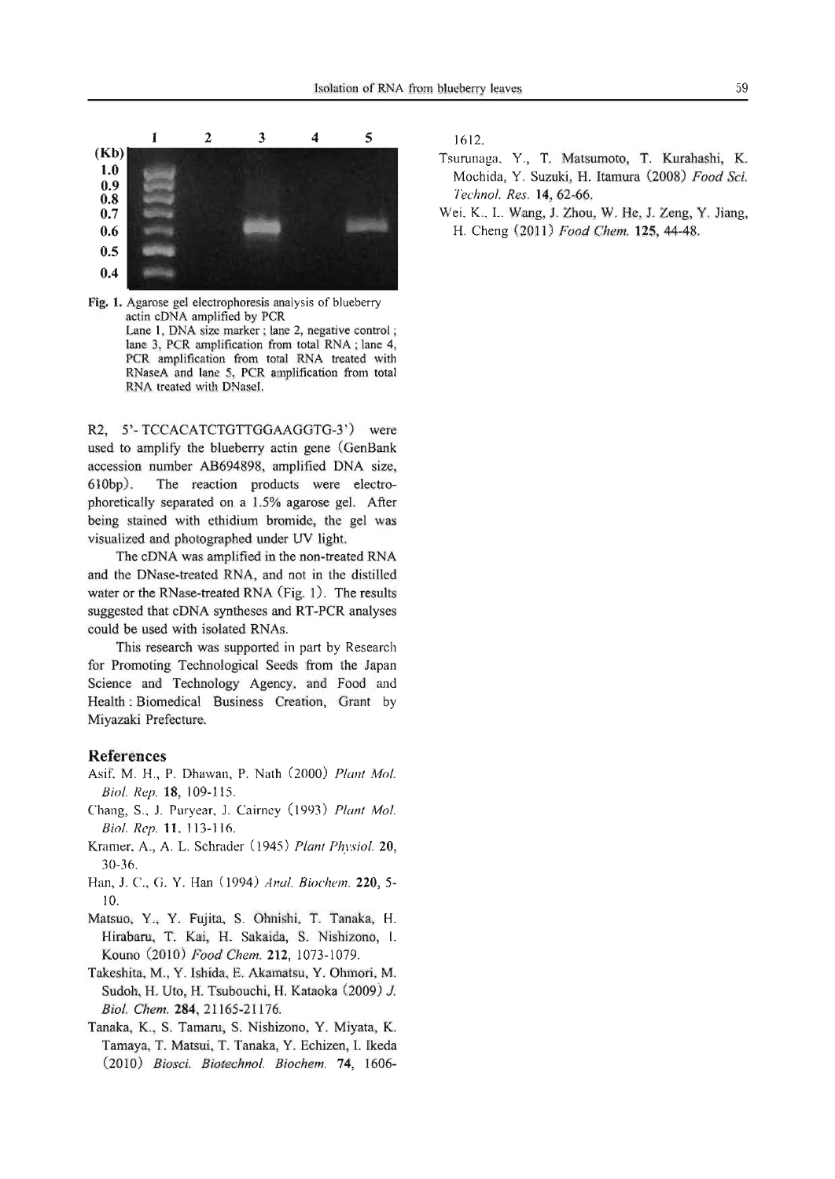Fig. 1. Agarose gel electrophoresis analysis of blueberry actin cDNA amplified by PCR
Lane 1, DNA size marker ; lane 2, negative control ; lane 3, PCR amplification from total RNA ; lane 4, PCR amplification from total RNA treated with RNaseA and lane 5, PCR amplification from total RNA treated with DNaseI.

R2, 5'- TCCACATCTGTTGGAAGGTG-3') were used to amplify the blueberry actin gene (GenBank accession number AB694898, amplified DNA size, 610bp). The reaction products were electrophoretically separated on a 1.5% agarose gel. After being stained with ethidium bromide, the gel was visualized and photographed under UV light.

The cDNA was amplified in the non-treated RNA and the DNase-treated RNA, and not in the distilled water or the RNase-treated RNA (Fig. 1). The results suggested that cDNA syntheses and RT-PCR analyses could be used with isolated RNAs.

This research was supported in part by Research for Promoting Technological Seeds from the Japan Science and Technology Agency, and Food and Health : Biomedical Business Creation, Grant by Miyazaki Prefecture.

## References

Asif, M. H., P. Dhawan, P. Nath (2000) *Plant Mol. Biol. Rep.* **18**, 109-115.

Chang, S., J. Puryear, J. Cairney (1993) *Plant Mol. Biol. Rep.* **11**, 113-116.

Kramer, A., A. L. Schrader (1945) *Plant Physiol.* **20**, 30-36.

Han, J. C., G. Y. Han (1994) *Anal. Biochem.* **220**, 5-10.

Matsuo, Y., Y. Fujita, S. Ohnishi, T. Tanaka, H. Hirabaru, T. Kai, H. Sakaida, S. Nishizono, I. Kouno (2010) *Food Chem.* **212**, 1073-1079.

Takeshita, M., Y. Ishida, E. Akamatsu, Y. Ohmori, M. Sudoh, H. Uto, H. Tsubouchi, H. Kataoka (2009) *J. Biol. Chem.* **284**, 21165-21176.

Tanaka, K., S. Tamaru, S. Nishizono, Y. Miyata, K. Tamaya, T. Matsui, T. Tanaka, Y. Echizen, I. Ikeda (2010) *Biosci. Biotechnol. Biochem.* **74**, 1606-1612.

Tsurunaga, Y., T. Matsumoto, T. Kurahashi, K. Mochida, Y. Suzuki, H. Itamura (2008) *Food Sci. Technol. Res.* **14**, 62-66.

Wei, K., L. Wang, J. Zhou, W. He, J. Zeng, Y. Jiang, H. Cheng (2011) *Food Chem.* **125**, 44-48.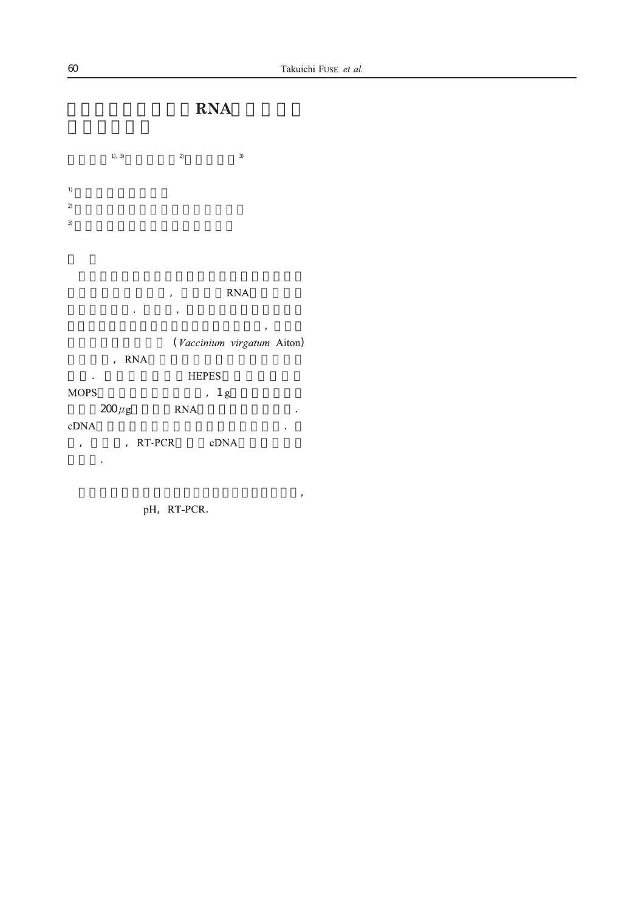# RNA

[1), 3)] [2)] [3)]

[1)]

[2)]

[3)]

, RNA

. ,

,

(*Vaccinium virgatum* Aiton)

, RNA

. HEPES

MOPS , 1 g

200 μg RNA .

cDNA .

, , RT-PCR cDNA

.

,

pH, RT-PCR.